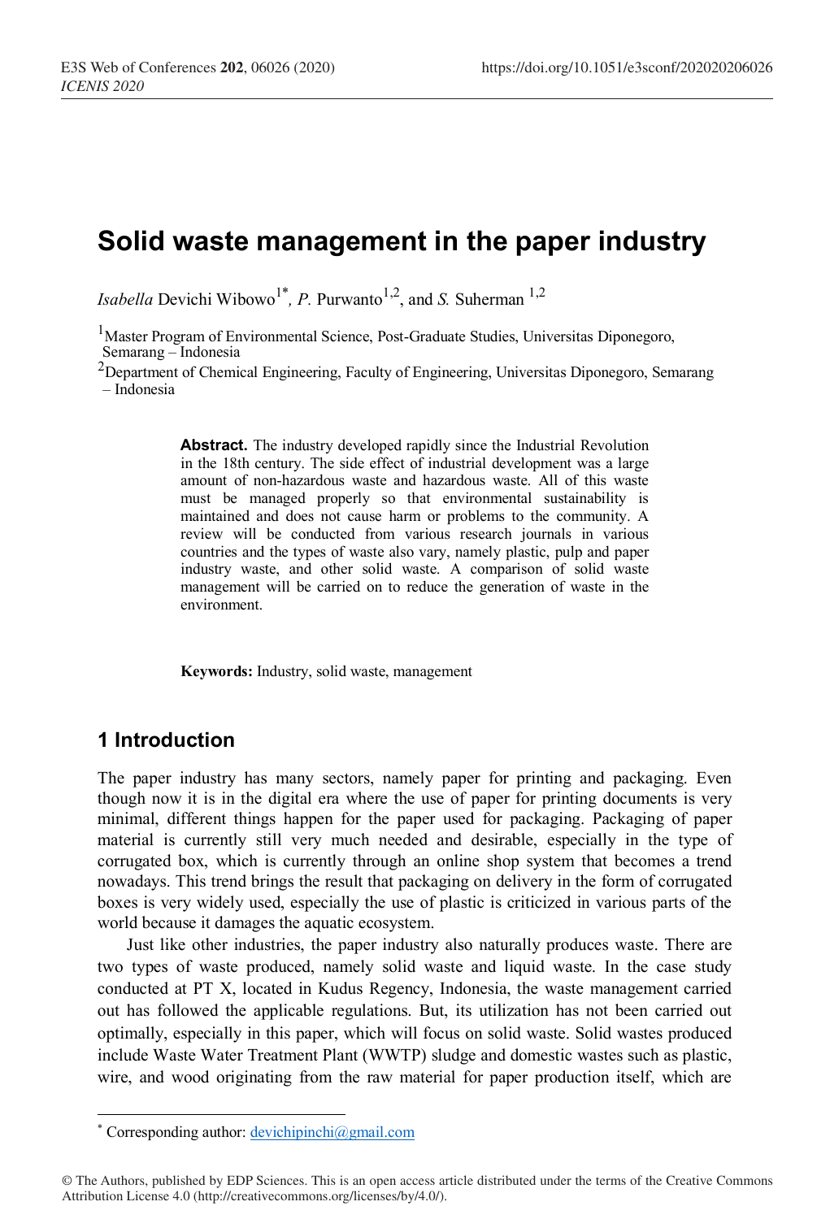# Solid waste management in the paper industry

*Isabella* Devichi Wibowo[1*], *P.* Purwanto[1,2], and *S.* Suherman [1,2]

[1]Master Program of Environmental Science, Post-Graduate Studies, Universitas Diponegoro, Semarang – Indonesia

[2]Department of Chemical Engineering, Faculty of Engineering, Universitas Diponegoro, Semarang – Indonesia

**Abstract.** The industry developed rapidly since the Industrial Revolution in the 18th century. The side effect of industrial development was a large amount of non-hazardous waste and hazardous waste. All of this waste must be managed properly so that environmental sustainability is maintained and does not cause harm or problems to the community. A review will be conducted from various research journals in various countries and the types of waste also vary, namely plastic, pulp and paper industry waste, and other solid waste. A comparison of solid waste management will be carried on to reduce the generation of waste in the environment.

**Keywords:** Industry, solid waste, management

## 1 Introduction

The paper industry has many sectors, namely paper for printing and packaging. Even though now it is in the digital era where the use of paper for printing documents is very minimal, different things happen for the paper used for packaging. Packaging of paper material is currently still very much needed and desirable, especially in the type of corrugated box, which is currently through an online shop system that becomes a trend nowadays. This trend brings the result that packaging on delivery in the form of corrugated boxes is very widely used, especially the use of plastic is criticized in various parts of the world because it damages the aquatic ecosystem.

Just like other industries, the paper industry also naturally produces waste. There are two types of waste produced, namely solid waste and liquid waste. In the case study conducted at PT X, located in Kudus Regency, Indonesia, the waste management carried out has followed the applicable regulations. But, its utilization has not been carried out optimally, especially in this paper, which will focus on solid waste. Solid wastes produced include Waste Water Treatment Plant (WWTP) sludge and domestic wastes such as plastic, wire, and wood originating from the raw material for paper production itself, which are

[*] Corresponding author: devichipinchi@gmail.com

© The Authors, published by EDP Sciences. This is an open access article distributed under the terms of the Creative Commons Attribution License 4.0 (http://creativecommons.org/licenses/by/4.0/).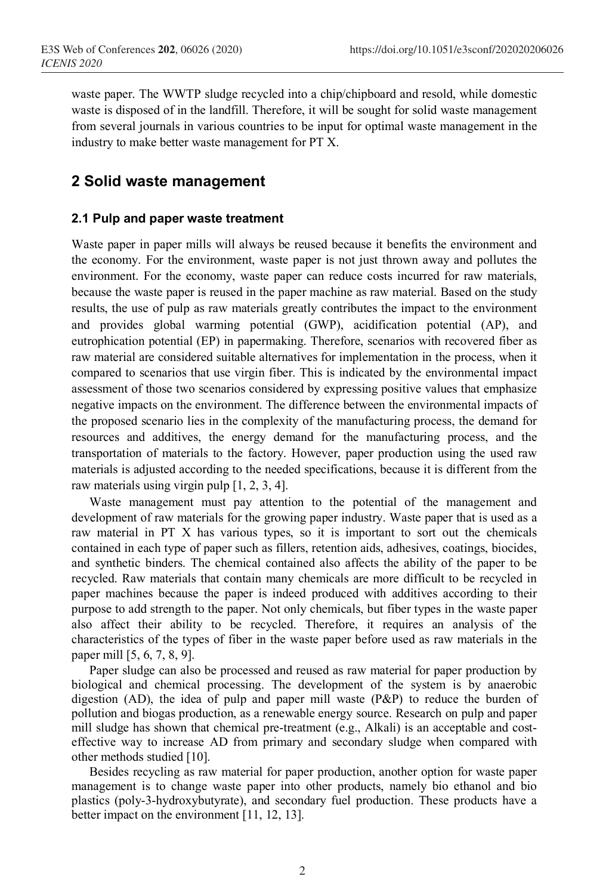waste paper. The WWTP sludge recycled into a chip/chipboard and resold, while domestic waste is disposed of in the landfill. Therefore, it will be sought for solid waste management from several journals in various countries to be input for optimal waste management in the industry to make better waste management for PT X.

## 2 Solid waste management

### 2.1 Pulp and paper waste treatment

Waste paper in paper mills will always be reused because it benefits the environment and the economy. For the environment, waste paper is not just thrown away and pollutes the environment. For the economy, waste paper can reduce costs incurred for raw materials, because the waste paper is reused in the paper machine as raw material. Based on the study results, the use of pulp as raw materials greatly contributes the impact to the environment and provides global warming potential (GWP), acidification potential (AP), and eutrophication potential (EP) in papermaking. Therefore, scenarios with recovered fiber as raw material are considered suitable alternatives for implementation in the process, when it compared to scenarios that use virgin fiber. This is indicated by the environmental impact assessment of those two scenarios considered by expressing positive values that emphasize negative impacts on the environment. The difference between the environmental impacts of the proposed scenario lies in the complexity of the manufacturing process, the demand for resources and additives, the energy demand for the manufacturing process, and the transportation of materials to the factory. However, paper production using the used raw materials is adjusted according to the needed specifications, because it is different from the raw materials using virgin pulp [1, 2, 3, 4].

Waste management must pay attention to the potential of the management and development of raw materials for the growing paper industry. Waste paper that is used as a raw material in PT X has various types, so it is important to sort out the chemicals contained in each type of paper such as fillers, retention aids, adhesives, coatings, biocides, and synthetic binders. The chemical contained also affects the ability of the paper to be recycled. Raw materials that contain many chemicals are more difficult to be recycled in paper machines because the paper is indeed produced with additives according to their purpose to add strength to the paper. Not only chemicals, but fiber types in the waste paper also affect their ability to be recycled. Therefore, it requires an analysis of the characteristics of the types of fiber in the waste paper before used as raw materials in the paper mill [5, 6, 7, 8, 9].

Paper sludge can also be processed and reused as raw material for paper production by biological and chemical processing. The development of the system is by anaerobic digestion (AD), the idea of pulp and paper mill waste (P&P) to reduce the burden of pollution and biogas production, as a renewable energy source. Research on pulp and paper mill sludge has shown that chemical pre-treatment (e.g., Alkali) is an acceptable and cost-effective way to increase AD from primary and secondary sludge when compared with other methods studied [10].

Besides recycling as raw material for paper production, another option for waste paper management is to change waste paper into other products, namely bio ethanol and bio plastics (poly-3-hydroxybutyrate), and secondary fuel production. These products have a better impact on the environment [11, 12, 13].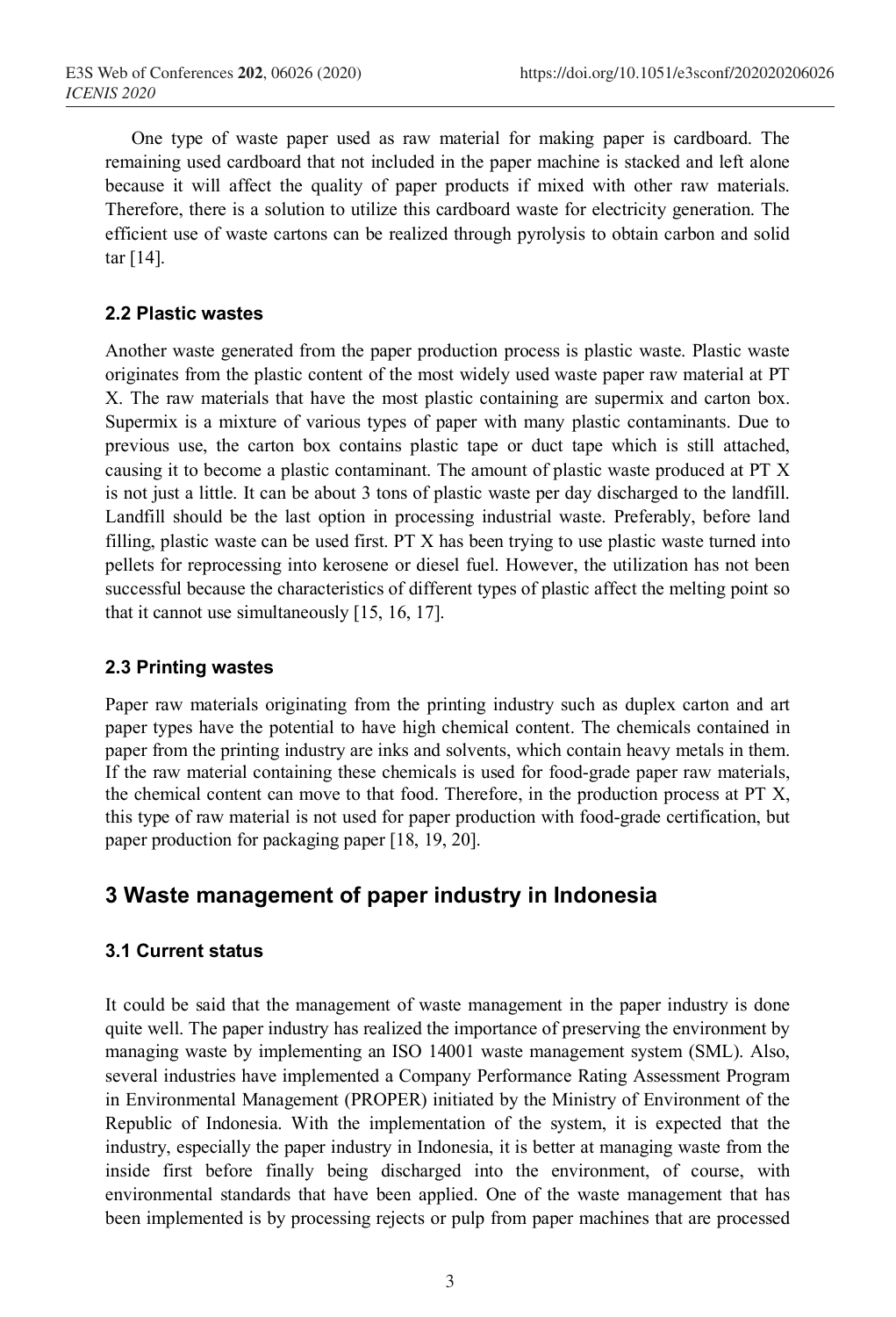One type of waste paper used as raw material for making paper is cardboard. The remaining used cardboard that not included in the paper machine is stacked and left alone because it will affect the quality of paper products if mixed with other raw materials. Therefore, there is a solution to utilize this cardboard waste for electricity generation. The efficient use of waste cartons can be realized through pyrolysis to obtain carbon and solid tar [14].

### 2.2 Plastic wastes

Another waste generated from the paper production process is plastic waste. Plastic waste originates from the plastic content of the most widely used waste paper raw material at PT X. The raw materials that have the most plastic containing are supermix and carton box. Supermix is a mixture of various types of paper with many plastic contaminants. Due to previous use, the carton box contains plastic tape or duct tape which is still attached, causing it to become a plastic contaminant. The amount of plastic waste produced at PT X is not just a little. It can be about 3 tons of plastic waste per day discharged to the landfill. Landfill should be the last option in processing industrial waste. Preferably, before land filling, plastic waste can be used first. PT X has been trying to use plastic waste turned into pellets for reprocessing into kerosene or diesel fuel. However, the utilization has not been successful because the characteristics of different types of plastic affect the melting point so that it cannot use simultaneously [15, 16, 17].

### 2.3 Printing wastes

Paper raw materials originating from the printing industry such as duplex carton and art paper types have the potential to have high chemical content. The chemicals contained in paper from the printing industry are inks and solvents, which contain heavy metals in them. If the raw material containing these chemicals is used for food-grade paper raw materials, the chemical content can move to that food. Therefore, in the production process at PT X, this type of raw material is not used for paper production with food-grade certification, but paper production for packaging paper [18, 19, 20].

## 3 Waste management of paper industry in Indonesia

### 3.1 Current status

It could be said that the management of waste management in the paper industry is done quite well. The paper industry has realized the importance of preserving the environment by managing waste by implementing an ISO 14001 waste management system (SML). Also, several industries have implemented a Company Performance Rating Assessment Program in Environmental Management (PROPER) initiated by the Ministry of Environment of the Republic of Indonesia. With the implementation of the system, it is expected that the industry, especially the paper industry in Indonesia, it is better at managing waste from the inside first before finally being discharged into the environment, of course, with environmental standards that have been applied. One of the waste management that has been implemented is by processing rejects or pulp from paper machines that are processed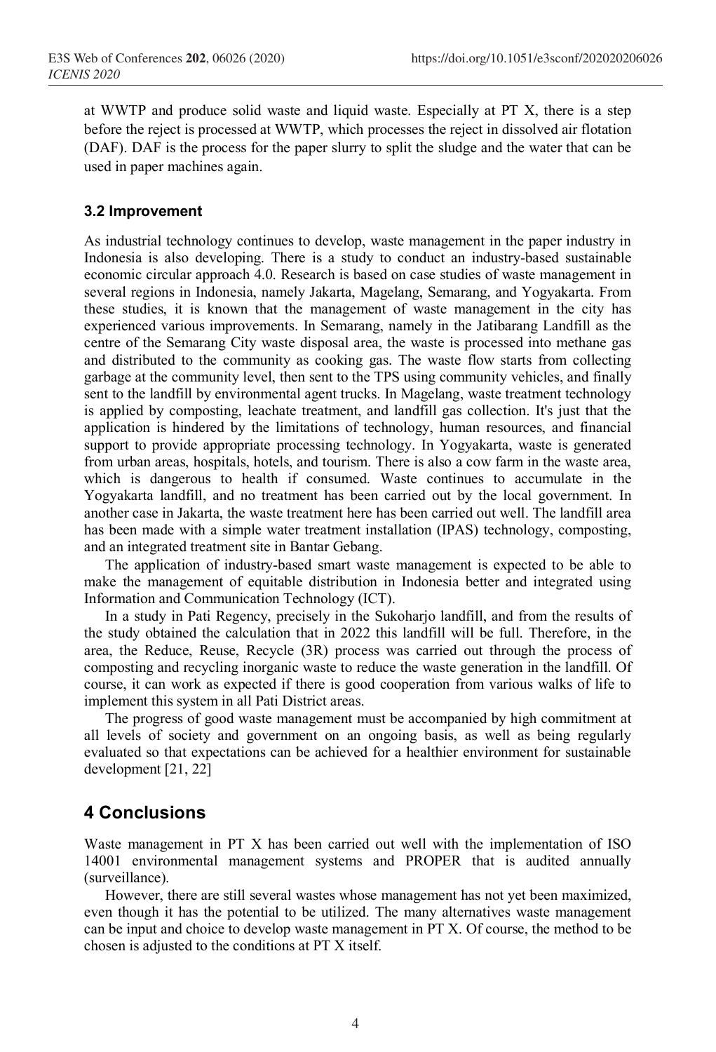at WWTP and produce solid waste and liquid waste. Especially at PT X, there is a step before the reject is processed at WWTP, which processes the reject in dissolved air flotation (DAF). DAF is the process for the paper slurry to split the sludge and the water that can be used in paper machines again.

### 3.2 Improvement

As industrial technology continues to develop, waste management in the paper industry in Indonesia is also developing. There is a study to conduct an industry-based sustainable economic circular approach 4.0. Research is based on case studies of waste management in several regions in Indonesia, namely Jakarta, Magelang, Semarang, and Yogyakarta. From these studies, it is known that the management of waste management in the city has experienced various improvements. In Semarang, namely in the Jatibarang Landfill as the centre of the Semarang City waste disposal area, the waste is processed into methane gas and distributed to the community as cooking gas. The waste flow starts from collecting garbage at the community level, then sent to the TPS using community vehicles, and finally sent to the landfill by environmental agent trucks. In Magelang, waste treatment technology is applied by composting, leachate treatment, and landfill gas collection. It's just that the application is hindered by the limitations of technology, human resources, and financial support to provide appropriate processing technology. In Yogyakarta, waste is generated from urban areas, hospitals, hotels, and tourism. There is also a cow farm in the waste area, which is dangerous to health if consumed. Waste continues to accumulate in the Yogyakarta landfill, and no treatment has been carried out by the local government. In another case in Jakarta, the waste treatment here has been carried out well. The landfill area has been made with a simple water treatment installation (IPAS) technology, composting, and an integrated treatment site in Bantar Gebang.

The application of industry-based smart waste management is expected to be able to make the management of equitable distribution in Indonesia better and integrated using Information and Communication Technology (ICT).

In a study in Pati Regency, precisely in the Sukoharjo landfill, and from the results of the study obtained the calculation that in 2022 this landfill will be full. Therefore, in the area, the Reduce, Reuse, Recycle (3R) process was carried out through the process of composting and recycling inorganic waste to reduce the waste generation in the landfill. Of course, it can work as expected if there is good cooperation from various walks of life to implement this system in all Pati District areas.

The progress of good waste management must be accompanied by high commitment at all levels of society and government on an ongoing basis, as well as being regularly evaluated so that expectations can be achieved for a healthier environment for sustainable development [21, 22]

## 4 Conclusions

Waste management in PT X has been carried out well with the implementation of ISO 14001 environmental management systems and PROPER that is audited annually (surveillance).

However, there are still several wastes whose management has not yet been maximized, even though it has the potential to be utilized. The many alternatives waste management can be input and choice to develop waste management in PT X. Of course, the method to be chosen is adjusted to the conditions at PT X itself.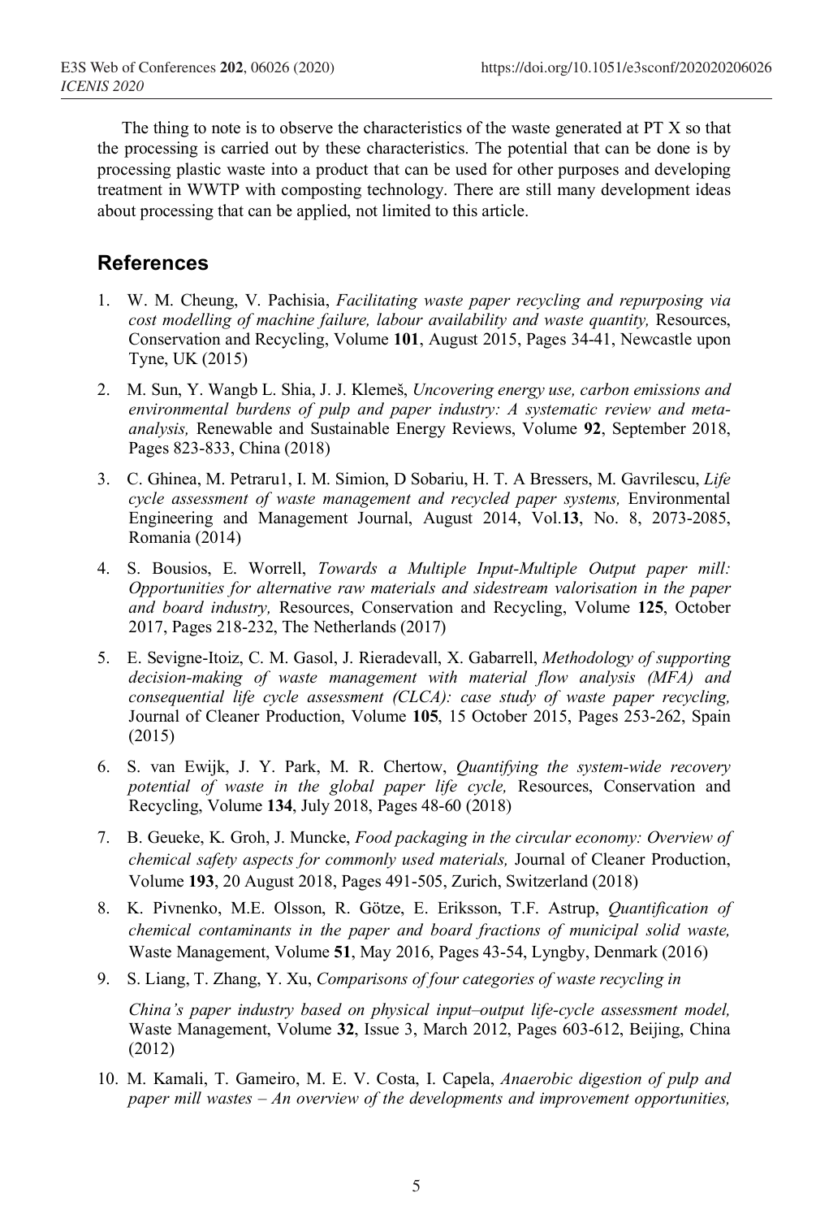The thing to note is to observe the characteristics of the waste generated at PT X so that the processing is carried out by these characteristics. The potential that can be done is by processing plastic waste into a product that can be used for other purposes and developing treatment in WWTP with composting technology. There are still many development ideas about processing that can be applied, not limited to this article.

## References

1. W. M. Cheung, V. Pachisia, *Facilitating waste paper recycling and repurposing via cost modelling of machine failure, labour availability and waste quantity,* Resources, Conservation and Recycling, Volume **101**, August 2015, Pages 34-41, Newcastle upon Tyne, UK (2015)
2. M. Sun, Y. Wangb L. Shia, J. J. Klemeš, *Uncovering energy use, carbon emissions and environmental burdens of pulp and paper industry: A systematic review and meta-analysis,* Renewable and Sustainable Energy Reviews, Volume **92**, September 2018, Pages 823-833, China (2018)
3. C. Ghinea, M. Petraru1, I. M. Simion, D Sobariu, H. T. A Bressers, M. Gavrilescu, *Life cycle assessment of waste management and recycled paper systems,* Environmental Engineering and Management Journal, August 2014, Vol.**13**, No. 8, 2073-2085, Romania (2014)
4. S. Bousios, E. Worrell, *Towards a Multiple Input-Multiple Output paper mill: Opportunities for alternative raw materials and sidestream valorisation in the paper and board industry,* Resources, Conservation and Recycling, Volume **125**, October 2017, Pages 218-232, The Netherlands (2017)
5. E. Sevigne-Itoiz, C. M. Gasol, J. Rieradevall, X. Gabarrell, *Methodology of supporting decision-making of waste management with material flow analysis (MFA) and consequential life cycle assessment (CLCA): case study of waste paper recycling,* Journal of Cleaner Production, Volume **105**, 15 October 2015, Pages 253-262, Spain (2015)
6. S. van Ewijk, J. Y. Park, M. R. Chertow, *Quantifying the system-wide recovery potential of waste in the global paper life cycle,* Resources, Conservation and Recycling, Volume **134**, July 2018, Pages 48-60 (2018)
7. B. Geueke, K. Groh, J. Muncke, *Food packaging in the circular economy: Overview of chemical safety aspects for commonly used materials,* Journal of Cleaner Production, Volume **193**, 20 August 2018, Pages 491-505, Zurich, Switzerland (2018)
8. K. Pivnenko, M.E. Olsson, R. Götze, E. Eriksson, T.F. Astrup, *Quantification of chemical contaminants in the paper and board fractions of municipal solid waste,* Waste Management, Volume **51**, May 2016, Pages 43-54, Lyngby, Denmark (2016)
9. S. Liang, T. Zhang, Y. Xu, *Comparisons of four categories of waste recycling in China's paper industry based on physical input–output life-cycle assessment model,* Waste Management, Volume **32**, Issue 3, March 2012, Pages 603-612, Beijing, China (2012)
10. M. Kamali, T. Gameiro, M. E. V. Costa, I. Capela, *Anaerobic digestion of pulp and paper mill wastes – An overview of the developments and improvement opportunities,*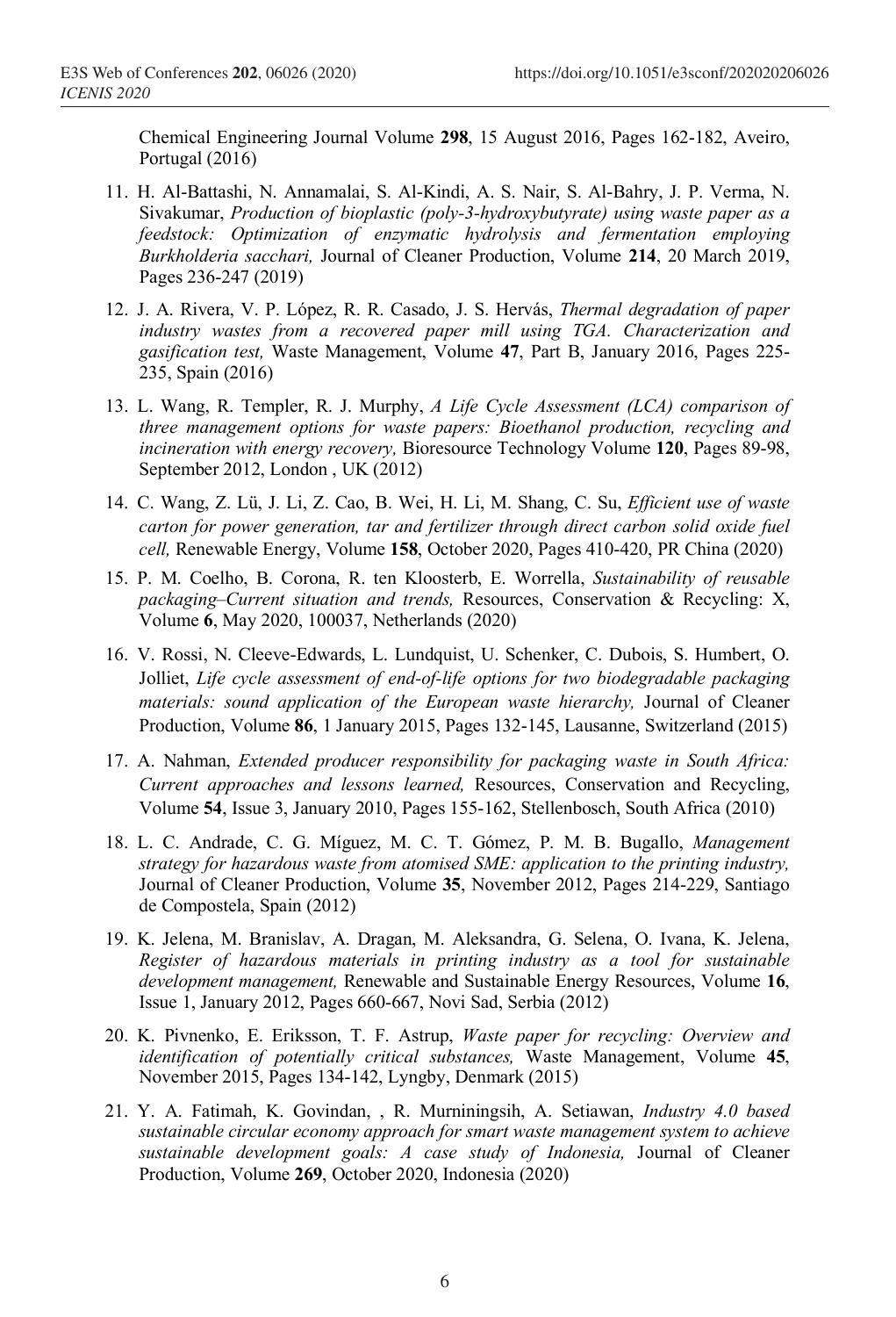Chemical Engineering Journal Volume **298**, 15 August 2016, Pages 162-182, Aveiro, Portugal (2016)

11. H. Al-Battashi, N. Annamalai, S. Al-Kindi, A. S. Nair, S. Al-Bahry, J. P. Verma, N. Sivakumar, *Production of bioplastic (poly-3-hydroxybutyrate) using waste paper as a feedstock: Optimization of enzymatic hydrolysis and fermentation employing Burkholderia sacchari,* Journal of Cleaner Production, Volume **214**, 20 March 2019, Pages 236-247 (2019)
12. J. A. Rivera, V. P. López, R. R. Casado, J. S. Hervás, *Thermal degradation of paper industry wastes from a recovered paper mill using TGA. Characterization and gasification test,* Waste Management, Volume **47**, Part B, January 2016, Pages 225-235, Spain (2016)
13. L. Wang, R. Templer, R. J. Murphy, *A Life Cycle Assessment (LCA) comparison of three management options for waste papers: Bioethanol production, recycling and incineration with energy recovery,* Bioresource Technology Volume **120**, Pages 89-98, September 2012, London , UK (2012)
14. C. Wang, Z. Lü, J. Li, Z. Cao, B. Wei, H. Li, M. Shang, C. Su, *Efficient use of waste carton for power generation, tar and fertilizer through direct carbon solid oxide fuel cell,* Renewable Energy, Volume **158**, October 2020, Pages 410-420, PR China (2020)
15. P. M. Coelho, B. Corona, R. ten Kloosterb, E. Worrella, *Sustainability of reusable packaging–Current situation and trends,* Resources, Conservation & Recycling: X, Volume **6**, May 2020, 100037, Netherlands (2020)
16. V. Rossi, N. Cleeve-Edwards, L. Lundquist, U. Schenker, C. Dubois, S. Humbert, O. Jolliet, *Life cycle assessment of end-of-life options for two biodegradable packaging materials: sound application of the European waste hierarchy,* Journal of Cleaner Production, Volume **86**, 1 January 2015, Pages 132-145, Lausanne, Switzerland (2015)
17. A. Nahman, *Extended producer responsibility for packaging waste in South Africa: Current approaches and lessons learned,* Resources, Conservation and Recycling, Volume **54**, Issue 3, January 2010, Pages 155-162, Stellenbosch, South Africa (2010)
18. L. C. Andrade, C. G. Míguez, M. C. T. Gómez, P. M. B. Bugallo, *Management strategy for hazardous waste from atomised SME: application to the printing industry,* Journal of Cleaner Production, Volume **35**, November 2012, Pages 214-229, Santiago de Compostela, Spain (2012)
19. K. Jelena, M. Branislav, A. Dragan, M. Aleksandra, G. Selena, O. Ivana, K. Jelena, *Register of hazardous materials in printing industry as a tool for sustainable development management,* Renewable and Sustainable Energy Resources, Volume **16**, Issue 1, January 2012, Pages 660-667, Novi Sad, Serbia (2012)
20. K. Pivnenko, E. Eriksson, T. F. Astrup, *Waste paper for recycling: Overview and identification of potentially critical substances,* Waste Management, Volume **45**, November 2015, Pages 134-142, Lyngby, Denmark (2015)
21. Y. A. Fatimah, K. Govindan, , R. Murniningsih, A. Setiawan, *Industry 4.0 based sustainable circular economy approach for smart waste management system to achieve sustainable development goals: A case study of Indonesia,* Journal of Cleaner Production, Volume **269**, October 2020, Indonesia (2020)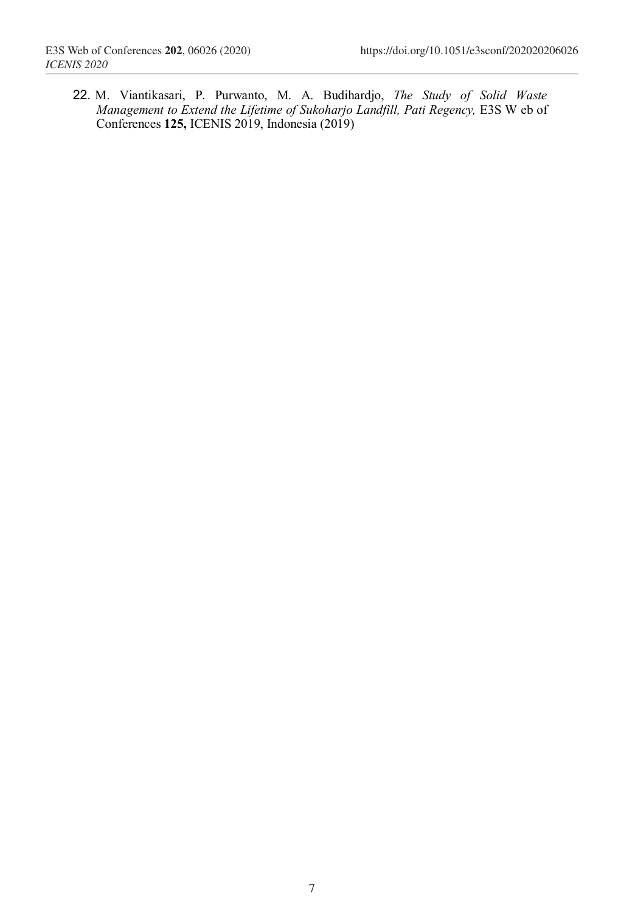22. M. Viantikasari, P. Purwanto, M. A. Budihardjo, *The Study of Solid Waste Management to Extend the Lifetime of Sukoharjo Landfill, Pati Regency,* E3S W eb of Conferences **125,** ICENIS 2019, Indonesia (2019)